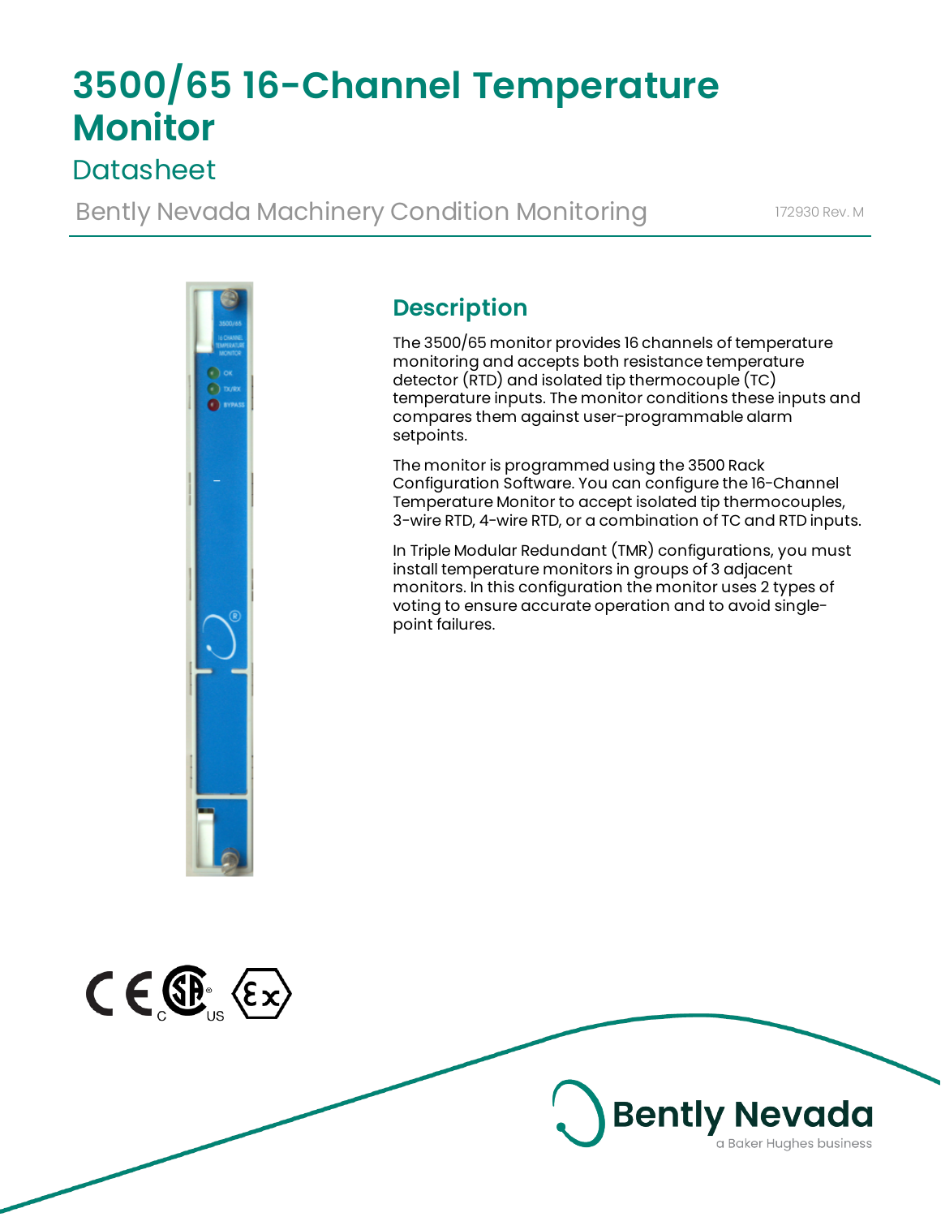# 3500/65 16-Channel Temperature Monitor

## Datasheet

Bently Nevada Machinery Condition Monitoring

172930 Rev. M

## Description

The 3500/65 monitor provides 16 channels of temperature monitoring and accepts both resistance temperature detector (RTD) and isolated tip thermocouple (TC) temperature inputs. The monitor conditions these inputs and compares them against user-programmable alarm setpoints.

The monitor is programmed using the 3500 Rack Configuration Software. You can configure the 16-Channel Temperature Monitor to accept isolated tip thermocouples, 3-wire RTD, 4-wire RTD, or a combination of TC and RTD inputs.

In Triple Modular Redundant (TMR) configurations, you must install temperature monitors in groups of 3 adjacent monitors. In this configuration the monitor uses 2 types of voting to ensure accurate operation and to avoid single-point failures.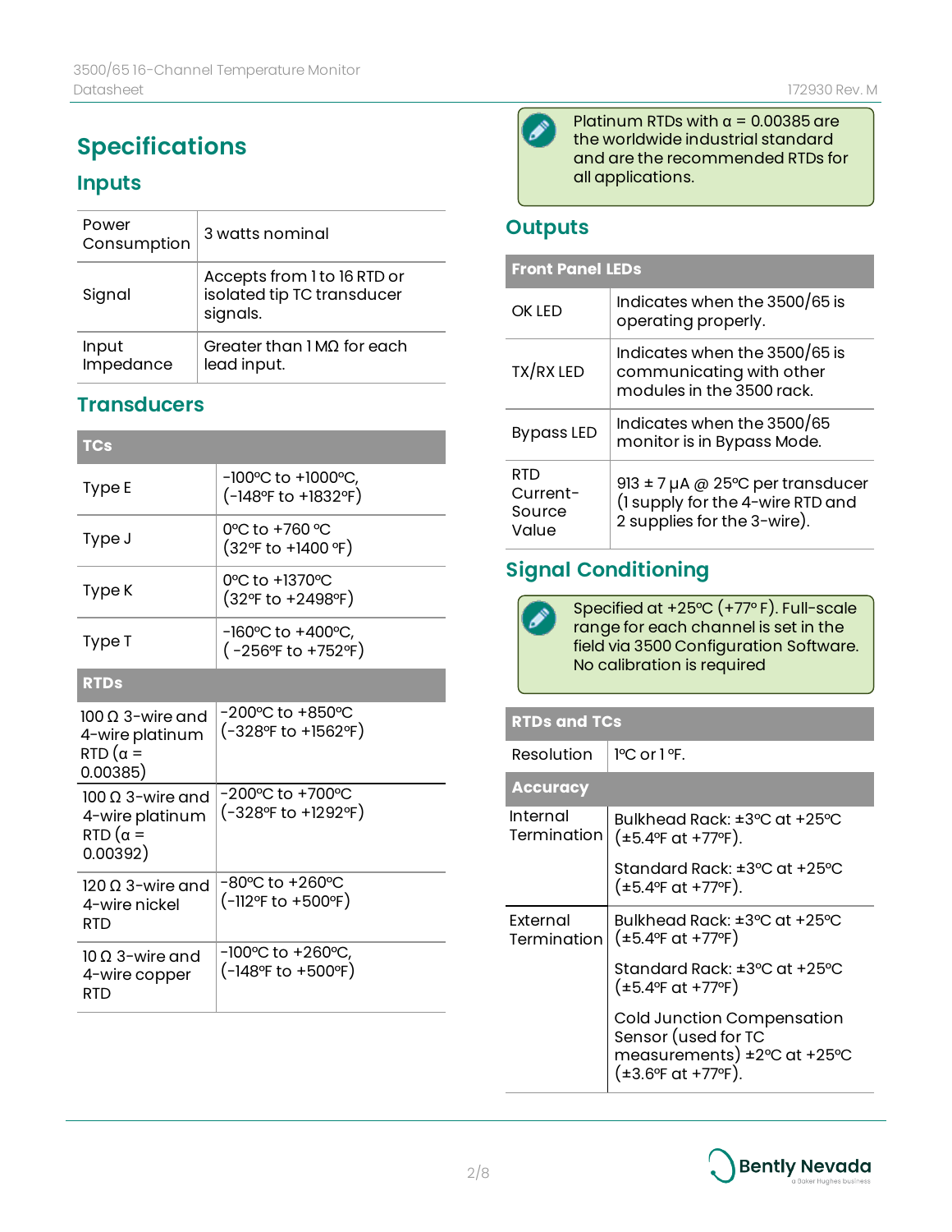# Specifications

## Inputs

| | |
|---|---|
| Power Consumption | 3 watts nominal |
| Signal | Accepts from 1 to 16 RTD or isolated tip TC transducer signals. |
| Input Impedance | Greater than 1 MΩ for each lead input. |

## Transducers

| TCs | |
|---|---|
| Type E | -100ºC to +1000ºC, (-148ºF to +1832ºF) |
| Type J | 0ºC to +760 ºC (32ºF to +1400 ºF) |
| Type K | 0ºC to +1370ºC (32ºF to +2498ºF) |
| Type T | -160ºC to +400ºC, ( -256ºF to +752ºF) |
| **RTDs** | |
| 100 Ω 3-wire and 4-wire platinum RTD (α = 0.00385) | -200ºC to +850ºC (-328ºF to +1562ºF) |
| 100 Ω 3-wire and 4-wire platinum RTD (α = 0.00392) | -200ºC to +700ºC (-328ºF to +1292ºF) |
| 120 Ω 3-wire and 4-wire nickel RTD | -80ºC to +260ºC (-112ºF to +500ºF) |
| 10 Ω 3-wire and 4-wire copper RTD | -100ºC to +260ºC, (-148ºF to +500ºF) |

> Platinum RTDs with α = 0.00385 are the worldwide industrial standard and are the recommended RTDs for all applications.

## Outputs

| Front Panel LEDs | |
|---|---|
| OK LED | Indicates when the 3500/65 is operating properly. |
| TX/RX LED | Indicates when the 3500/65 is communicating with other modules in the 3500 rack. |
| Bypass LED | Indicates when the 3500/65 monitor is in Bypass Mode. |
| RTD Current-Source Value | 913 ± 7 μA @ 25ºC per transducer (1 supply for the 4-wire RTD and 2 supplies for the 3-wire). |

## Signal Conditioning

> Specified at +25ºC (+77º F). Full-scale range for each channel is set in the field via 3500 Configuration Software. No calibration is required

| RTDs and TCs | |
|---|---|
| Resolution | 1ºC or 1 ºF. |
| **Accuracy** | |
| Internal Termination | Bulkhead Rack: ±3ºC at +25ºC (±5.4ºF at +77ºF).<br><br>Standard Rack: ±3ºC at +25ºC (±5.4ºF at +77ºF). |
| External Termination | Bulkhead Rack: ±3ºC at +25ºC (±5.4ºF at +77ºF)<br><br>Standard Rack: ±3ºC at +25ºC (±5.4ºF at +77ºF)<br><br>Cold Junction Compensation Sensor (used for TC measurements) ±2ºC at +25ºC (±3.6ºF at +77ºF). |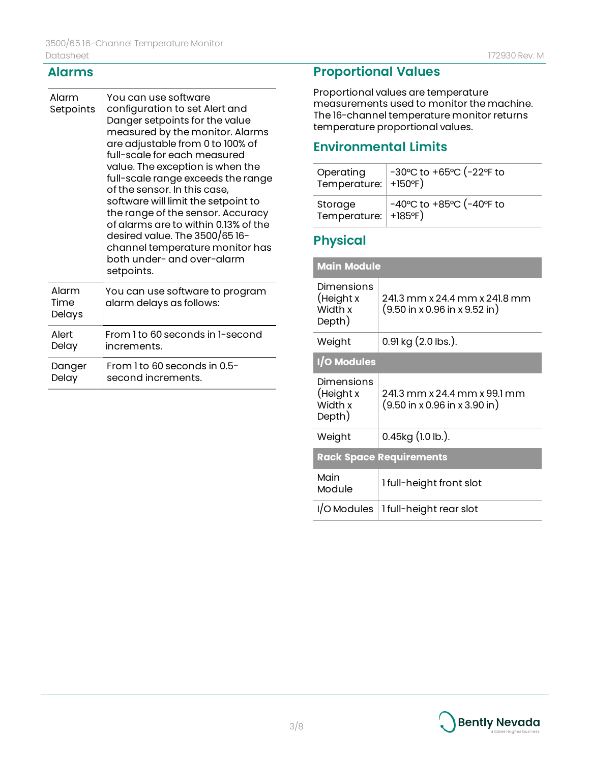## Alarms

| | |
|---|---|
| Alarm Setpoints | You can use software configuration to set Alert and Danger setpoints for the value measured by the monitor. Alarms are adjustable from 0 to 100% of full-scale for each measured value. The exception is when the full-scale range exceeds the range of the sensor. In this case, software will limit the setpoint to the range of the sensor. Accuracy of alarms are to within 0.13% of the desired value. The 3500/65 16-channel temperature monitor has both under- and over-alarm setpoints. |
| Alarm Time Delays | You can use software to program alarm delays as follows: |
| Alert Delay | From 1 to 60 seconds in 1-second increments. |
| Danger Delay | From 1 to 60 seconds in 0.5-second increments. |

## Proportional Values

Proportional values are temperature measurements used to monitor the machine. The 16-channel temperature monitor returns temperature proportional values.

## Environmental Limits

| | |
|---|---|
| Operating Temperature: | -30°C to +65°C (-22°F to +150°F) |
| Storage Temperature: | -40°C to +85°C (-40°F to +185°F) |

## Physical

| **Main Module** | |
|---|---|
| Dimensions (Height x Width x Depth) | 241.3 mm x 24.4 mm x 241.8 mm (9.50 in x 0.96 in x 9.52 in) |
| Weight | 0.91 kg (2.0 lbs.). |
| **I/O Modules** | |
| Dimensions (Height x Width x Depth) | 241.3 mm x 24.4 mm x 99.1 mm (9.50 in x 0.96 in x 3.90 in) |
| Weight | 0.45kg (1.0 lb.). |
| **Rack Space Requirements** | |
| Main Module | 1 full-height front slot |
| I/O Modules | 1 full-height rear slot |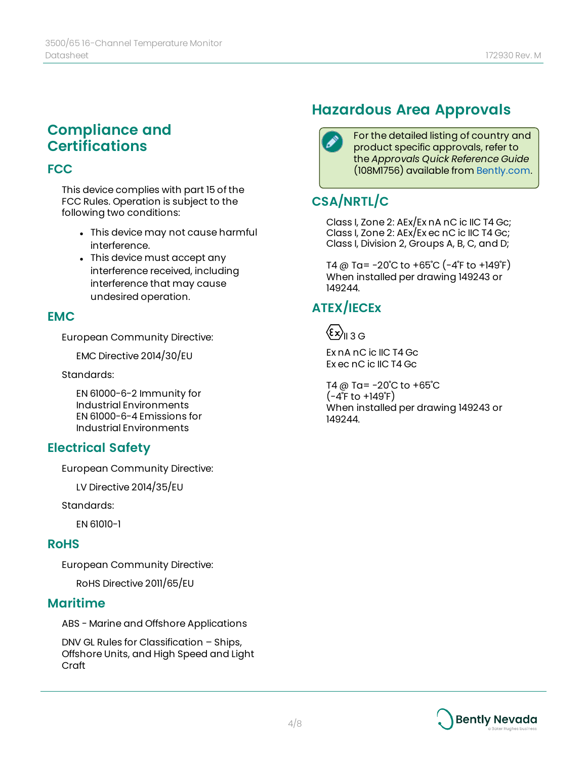## Compliance and Certifications

### FCC

This device complies with part 15 of the FCC Rules. Operation is subject to the following two conditions:

- This device may not cause harmful interference.
- This device must accept any interference received, including interference that may cause undesired operation.

### EMC

European Community Directive:

EMC Directive 2014/30/EU

Standards:

EN 61000-6-2 Immunity for Industrial Environments
EN 61000-6-4 Emissions for Industrial Environments

### Electrical Safety

European Community Directive:

LV Directive 2014/35/EU

Standards:

EN 61010-1

### RoHS

European Community Directive:

RoHS Directive 2011/65/EU

### Maritime

ABS - Marine and Offshore Applications

DNV GL Rules for Classification – Ships, Offshore Units, and High Speed and Light Craft

## Hazardous Area Approvals

For the detailed listing of country and product specific approvals, refer to the *Approvals Quick Reference Guide* (108M1756) available from Bently.com.

### CSA/NRTL/C

Class I, Zone 2: AEx/Ex nA nC ic IIC T4 Gc;
Class I, Zone 2: AEx/Ex ec nC ic IIC T4 Gc;
Class I, Division 2, Groups A, B, C, and D;

T4 @ Ta= -20˚C to +65˚C (-4˚F to +149˚F)
When installed per drawing 149243 or 149244.

### ATEX/IECEx

Ex II 3 G

Ex nA nC ic IIC T4 Gc
Ex ec nC ic IIC T4 Gc

T4 @ Ta= -20˚C to +65˚C
(-4˚F to +149˚F)
When installed per drawing 149243 or 149244.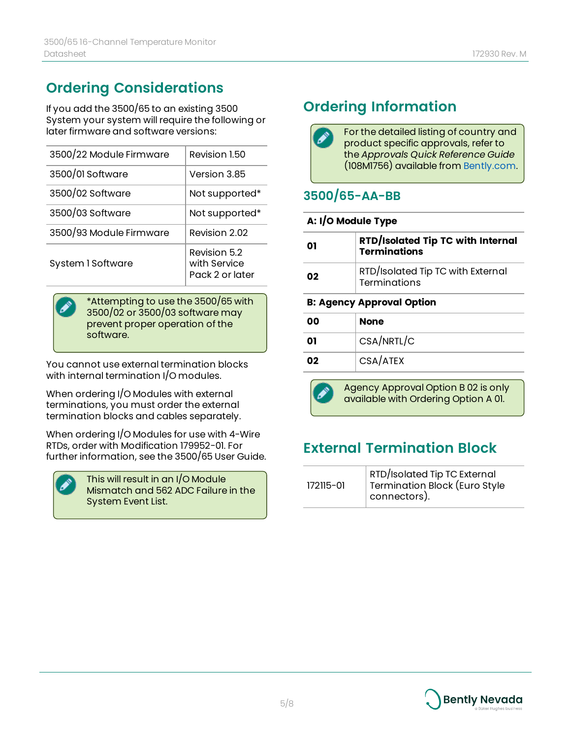## Ordering Considerations

If you add the 3500/65 to an existing 3500 System your system will require the following or later firmware and software versions:

| | |
|---|---|
| 3500/22 Module Firmware | Revision 1.50 |
| 3500/01 Software | Version 3.85 |
| 3500/02 Software | Not supported* |
| 3500/03 Software | Not supported* |
| 3500/93 Module Firmware | Revision 2.02 |
| System 1 Software | Revision 5.2 with Service Pack 2 or later |

> *Attempting to use the 3500/65 with 3500/02 or 3500/03 software may prevent proper operation of the software.

You cannot use external termination blocks with internal termination I/O modules.

When ordering I/O Modules with external terminations, you must order the external termination blocks and cables separately.

When ordering I/O Modules for use with 4-Wire RTDs, order with Modification 179952-01. For further information, see the 3500/65 User Guide.

> This will result in an I/O Module Mismatch and 562 ADC Failure in the System Event List.

## Ordering Information

> For the detailed listing of country and product specific approvals, refer to the *Approvals Quick Reference Guide* (108M1756) available from Bently.com.

### 3500/65-AA-BB

| **A: I/O Module Type** | |
|---|---|
| **01** | **RTD/Isolated Tip TC with Internal Terminations** |
| **02** | RTD/Isolated Tip TC with External Terminations |
| **B: Agency Approval Option** | |
| **00** | **None** |
| **01** | CSA/NRTL/C |
| **02** | CSA/ATEX |

> Agency Approval Option B 02 is only available with Ordering Option A 01.

## External Termination Block

| | |
|---|---|
| 172115-01 | RTD/Isolated Tip TC External Termination Block (Euro Style connectors). |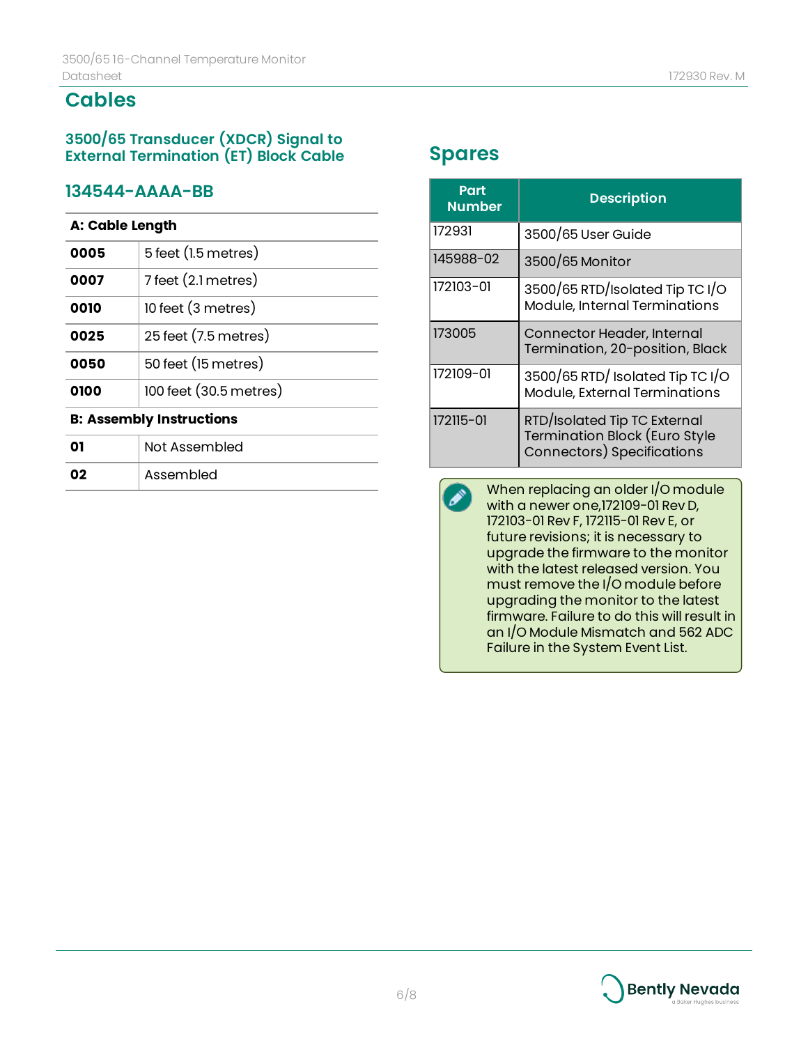# Cables

### 3500/65 Transducer (XDCR) Signal to External Termination (ET) Block Cable

## 134544-AAAA-BB

| A: Cable Length | |
|---|---|
| **0005** | 5 feet (1.5 metres) |
| **0007** | 7 feet (2.1 metres) |
| **0010** | 10 feet (3 metres) |
| **0025** | 25 feet (7.5 metres) |
| **0050** | 50 feet (15 metres) |
| **0100** | 100 feet (30.5 metres) |
| **B: Assembly Instructions** | |
| **01** | Not Assembled |
| **02** | Assembled |

# Spares

| Part Number | Description |
|---|---|
| 172931 | 3500/65 User Guide |
| 145988-02 | 3500/65 Monitor |
| 172103-01 | 3500/65 RTD/Isolated Tip TC I/O Module, Internal Terminations |
| 173005 | Connector Header, Internal Termination, 20-position, Black |
| 172109-01 | 3500/65 RTD/ Isolated Tip TC I/O Module, External Terminations |
| 172115-01 | RTD/Isolated Tip TC External Termination Block (Euro Style Connectors) Specifications |

When replacing an older I/O module with a newer one,172109-01 Rev D, 172103-01 Rev F, 172115-01 Rev E, or future revisions; it is necessary to upgrade the firmware to the monitor with the latest released version. You must remove the I/O module before upgrading the monitor to the latest firmware. Failure to do this will result in an I/O Module Mismatch and 562 ADC Failure in the System Event List.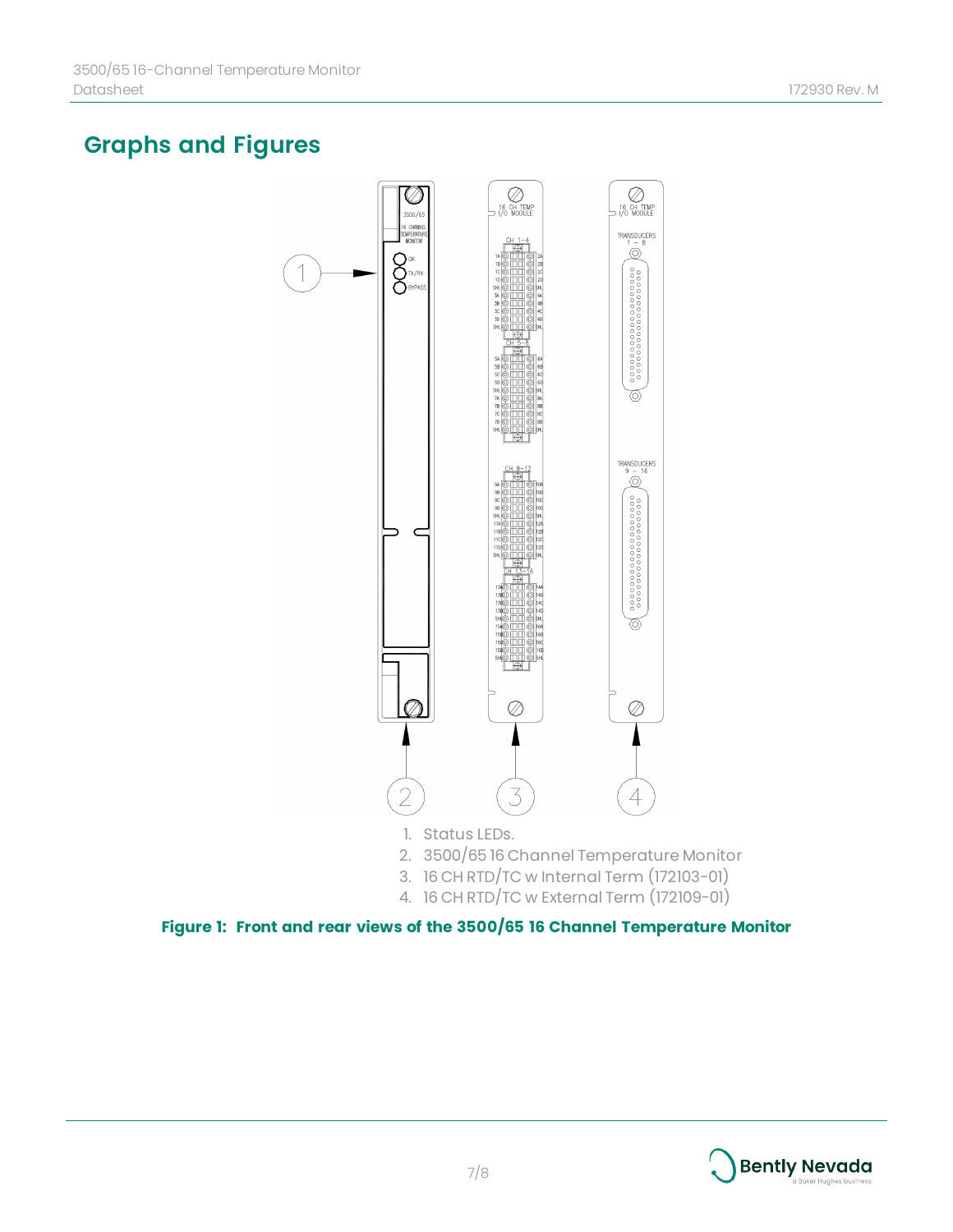## Graphs and Figures

1. Status LEDs.
2. 3500/65 16 Channel Temperature Monitor
3. 16 CH RTD/TC w Internal Term (172103-01)
4. 16 CH RTD/TC w External Term (172109-01)

**Figure 1: Front and rear views of the 3500/65 16 Channel Temperature Monitor**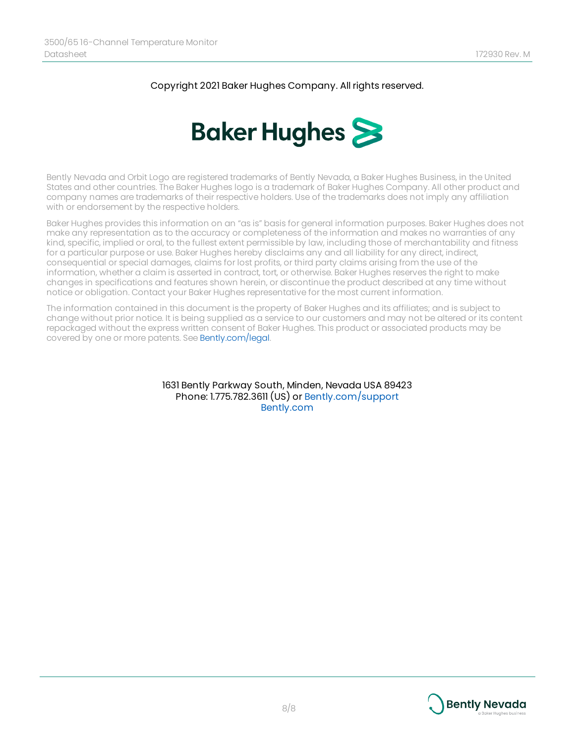Copyright 2021 Baker Hughes Company. All rights reserved.

Bently Nevada and Orbit Logo are registered trademarks of Bently Nevada, a Baker Hughes Business, in the United States and other countries. The Baker Hughes logo is a trademark of Baker Hughes Company. All other product and company names are trademarks of their respective holders. Use of the trademarks does not imply any affiliation with or endorsement by the respective holders.

Baker Hughes provides this information on an “as is” basis for general information purposes. Baker Hughes does not make any representation as to the accuracy or completeness of the information and makes no warranties of any kind, specific, implied or oral, to the fullest extent permissible by law, including those of merchantability and fitness for a particular purpose or use. Baker Hughes hereby disclaims any and all liability for any direct, indirect, consequential or special damages, claims for lost profits, or third party claims arising from the use of the information, whether a claim is asserted in contract, tort, or otherwise. Baker Hughes reserves the right to make changes in specifications and features shown herein, or discontinue the product described at any time without notice or obligation. Contact your Baker Hughes representative for the most current information.

The information contained in this document is the property of Baker Hughes and its affiliates; and is subject to change without prior notice. It is being supplied as a service to our customers and may not be altered or its content repackaged without the express written consent of Baker Hughes. This product or associated products may be covered by one or more patents. See Bently.com/legal.

1631 Bently Parkway South, Minden, Nevada USA 89423
Phone: 1.775.782.3611 (US) or Bently.com/support
Bently.com